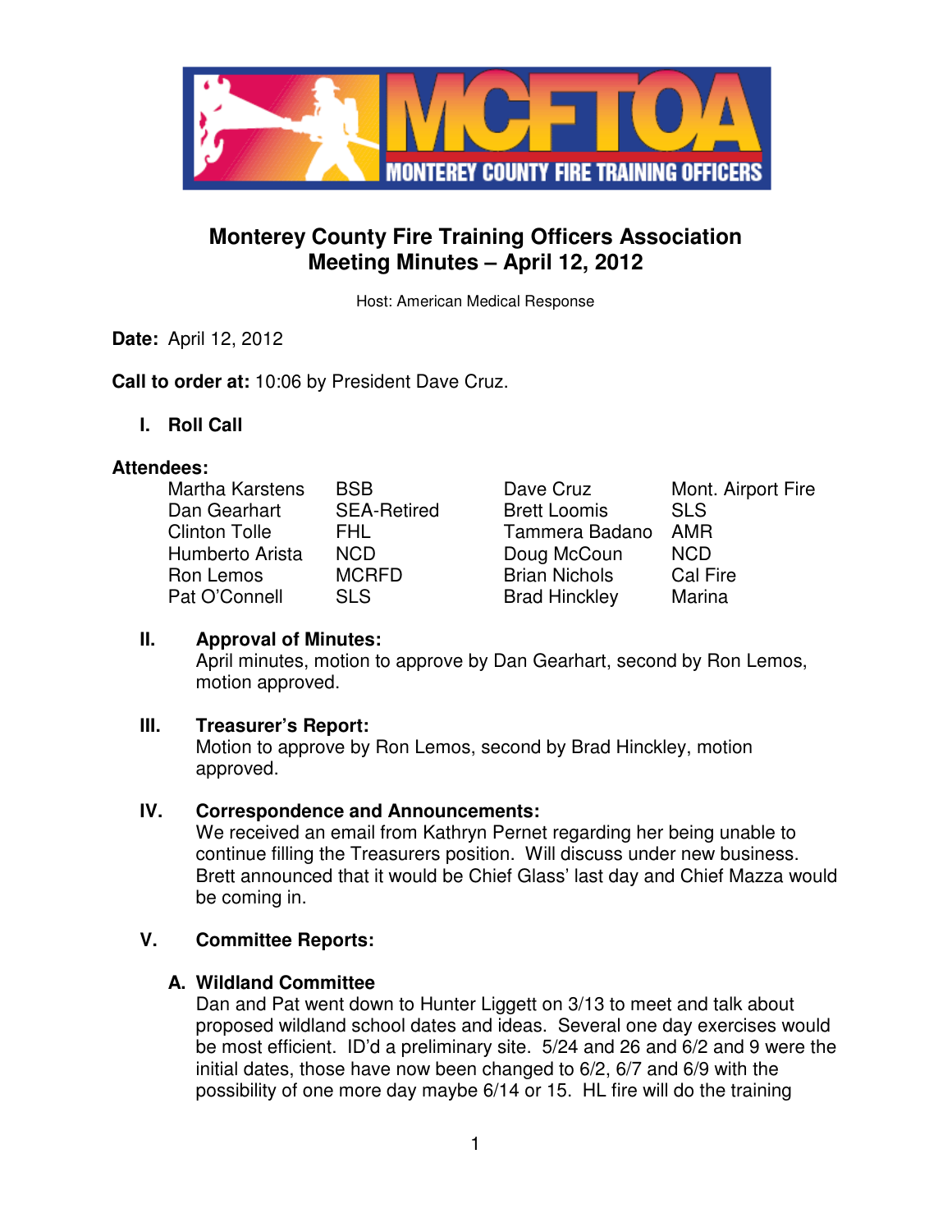# Monterey County Fire Training Officers Association
## Meeting Minutes – April 12, 2012

Host: American Medical Response

**Date:** April 12, 2012

**Call to order at:** 10:06 by President Dave Cruz.

**I. Roll Call**

**Attendees:**

| | | | |
|---|---|---|---|
| Martha Karstens | BSB | Dave Cruz | Mont. Airport Fire |
| Dan Gearhart | SEA-Retired | Brett Loomis | SLS |
| Clinton Tolle | FHL | Tammera Badano | AMR |
| Humberto Arista | NCD | Doug McCoun | NCD |
| Ron Lemos | MCRFD | Brian Nichols | Cal Fire |
| Pat O'Connell | SLS | Brad Hinckley | Marina |

**II. Approval of Minutes:**
April minutes, motion to approve by Dan Gearhart, second by Ron Lemos, motion approved.

**III. Treasurer's Report:**
Motion to approve by Ron Lemos, second by Brad Hinckley, motion approved.

**IV. Correspondence and Announcements:**
We received an email from Kathryn Pernet regarding her being unable to continue filling the Treasurers position. Will discuss under new business. Brett announced that it would be Chief Glass' last day and Chief Mazza would be coming in.

**V. Committee Reports:**

**A. Wildland Committee**
Dan and Pat went down to Hunter Liggett on 3/13 to meet and talk about proposed wildland school dates and ideas. Several one day exercises would be most efficient. ID'd a preliminary site. 5/24 and 26 and 6/2 and 9 were the initial dates, those have now been changed to 6/2, 6/7 and 6/9 with the possibility of one more day maybe 6/14 or 15. HL fire will do the training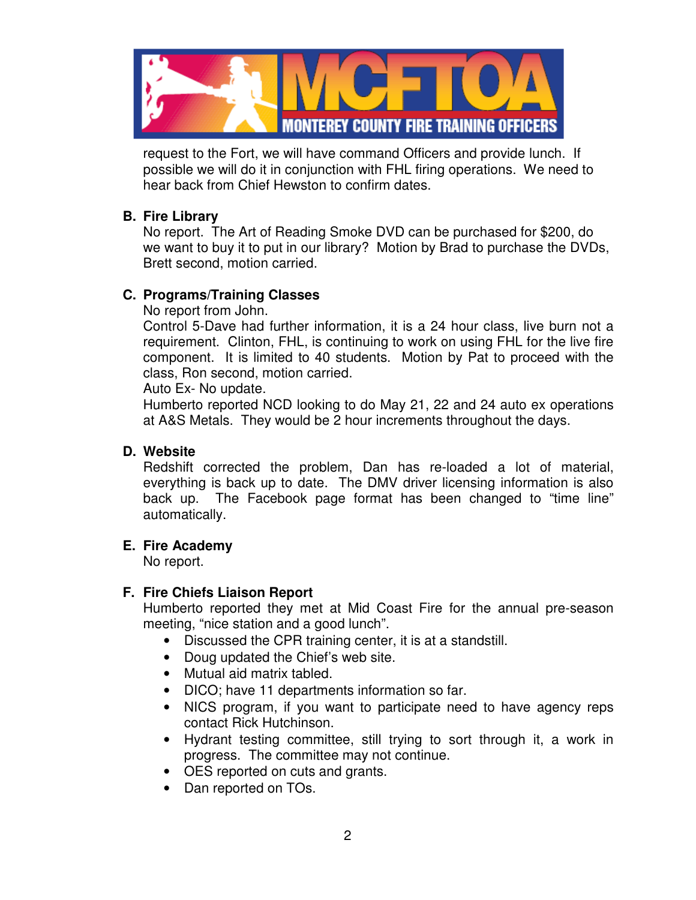request to the Fort, we will have command Officers and provide lunch. If possible we will do it in conjunction with FHL firing operations. We need to hear back from Chief Hewston to confirm dates.

**B. Fire Library**

No report. The Art of Reading Smoke DVD can be purchased for $200, do we want to buy it to put in our library? Motion by Brad to purchase the DVDs, Brett second, motion carried.

**C. Programs/Training Classes**

No report from John.

Control 5-Dave had further information, it is a 24 hour class, live burn not a requirement. Clinton, FHL, is continuing to work on using FHL for the live fire component. It is limited to 40 students. Motion by Pat to proceed with the class, Ron second, motion carried.

Auto Ex- No update.

Humberto reported NCD looking to do May 21, 22 and 24 auto ex operations at A&S Metals. They would be 2 hour increments throughout the days.

**D. Website**

Redshift corrected the problem, Dan has re-loaded a lot of material, everything is back up to date. The DMV driver licensing information is also back up. The Facebook page format has been changed to "time line" automatically.

**E. Fire Academy**

No report.

**F. Fire Chiefs Liaison Report**

Humberto reported they met at Mid Coast Fire for the annual pre-season meeting, "nice station and a good lunch".

- Discussed the CPR training center, it is at a standstill.
- Doug updated the Chief's web site.
- Mutual aid matrix tabled.
- DICO; have 11 departments information so far.
- NICS program, if you want to participate need to have agency reps contact Rick Hutchinson.
- Hydrant testing committee, still trying to sort through it, a work in progress. The committee may not continue.
- OES reported on cuts and grants.
- Dan reported on TOs.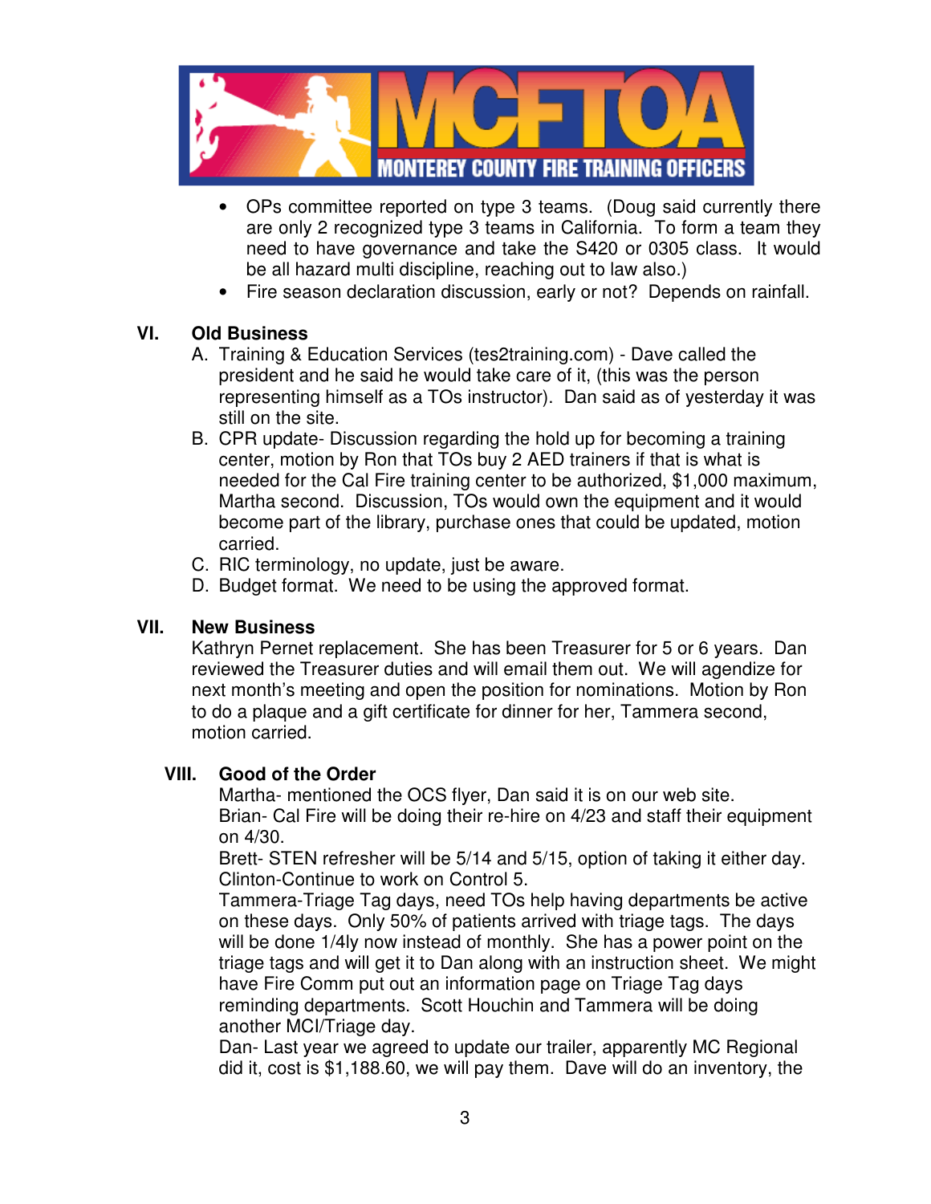- OPs committee reported on type 3 teams. (Doug said currently there are only 2 recognized type 3 teams in California. To form a team they need to have governance and take the S420 or 0305 class. It would be all hazard multi discipline, reaching out to law also.)
- Fire season declaration discussion, early or not? Depends on rainfall.

## VI. Old Business

A. Training & Education Services (tes2training.com) - Dave called the president and he said he would take care of it, (this was the person representing himself as a TOs instructor). Dan said as of yesterday it was still on the site.

B. CPR update- Discussion regarding the hold up for becoming a training center, motion by Ron that TOs buy 2 AED trainers if that is what is needed for the Cal Fire training center to be authorized, $1,000 maximum, Martha second. Discussion, TOs would own the equipment and it would become part of the library, purchase ones that could be updated, motion carried.

C. RIC terminology, no update, just be aware.

D. Budget format. We need to be using the approved format.

## VII. New Business

Kathryn Pernet replacement. She has been Treasurer for 5 or 6 years. Dan reviewed the Treasurer duties and will email them out. We will agendize for next month's meeting and open the position for nominations. Motion by Ron to do a plaque and a gift certificate for dinner for her, Tammera second, motion carried.

## VIII. Good of the Order

Martha- mentioned the OCS flyer, Dan said it is on our web site.

Brian- Cal Fire will be doing their re-hire on 4/23 and staff their equipment on 4/30.

Brett- STEN refresher will be 5/14 and 5/15, option of taking it either day.

Clinton-Continue to work on Control 5.

Tammera-Triage Tag days, need TOs help having departments be active on these days. Only 50% of patients arrived with triage tags. The days will be done 1/4ly now instead of monthly. She has a power point on the triage tags and will get it to Dan along with an instruction sheet. We might have Fire Comm put out an information page on Triage Tag days reminding departments. Scott Houchin and Tammera will be doing another MCI/Triage day.

Dan- Last year we agreed to update our trailer, apparently MC Regional did it, cost is $1,188.60, we will pay them. Dave will do an inventory, the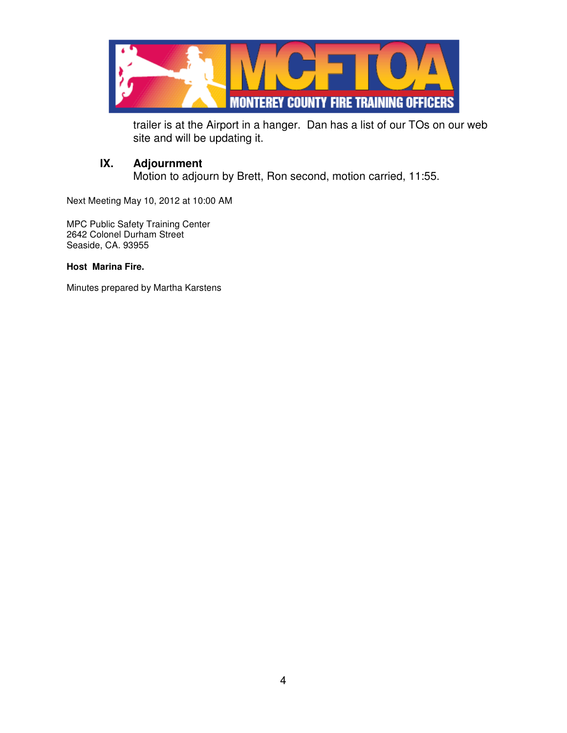trailer is at the Airport in a hanger. Dan has a list of our TOs on our web site and will be updating it.

## IX. Adjournment

Motion to adjourn by Brett, Ron second, motion carried, 11:55.

Next Meeting May 10, 2012 at 10:00 AM

MPC Public Safety Training Center
2642 Colonel Durham Street
Seaside, CA. 93955

**Host Marina Fire.**

Minutes prepared by Martha Karstens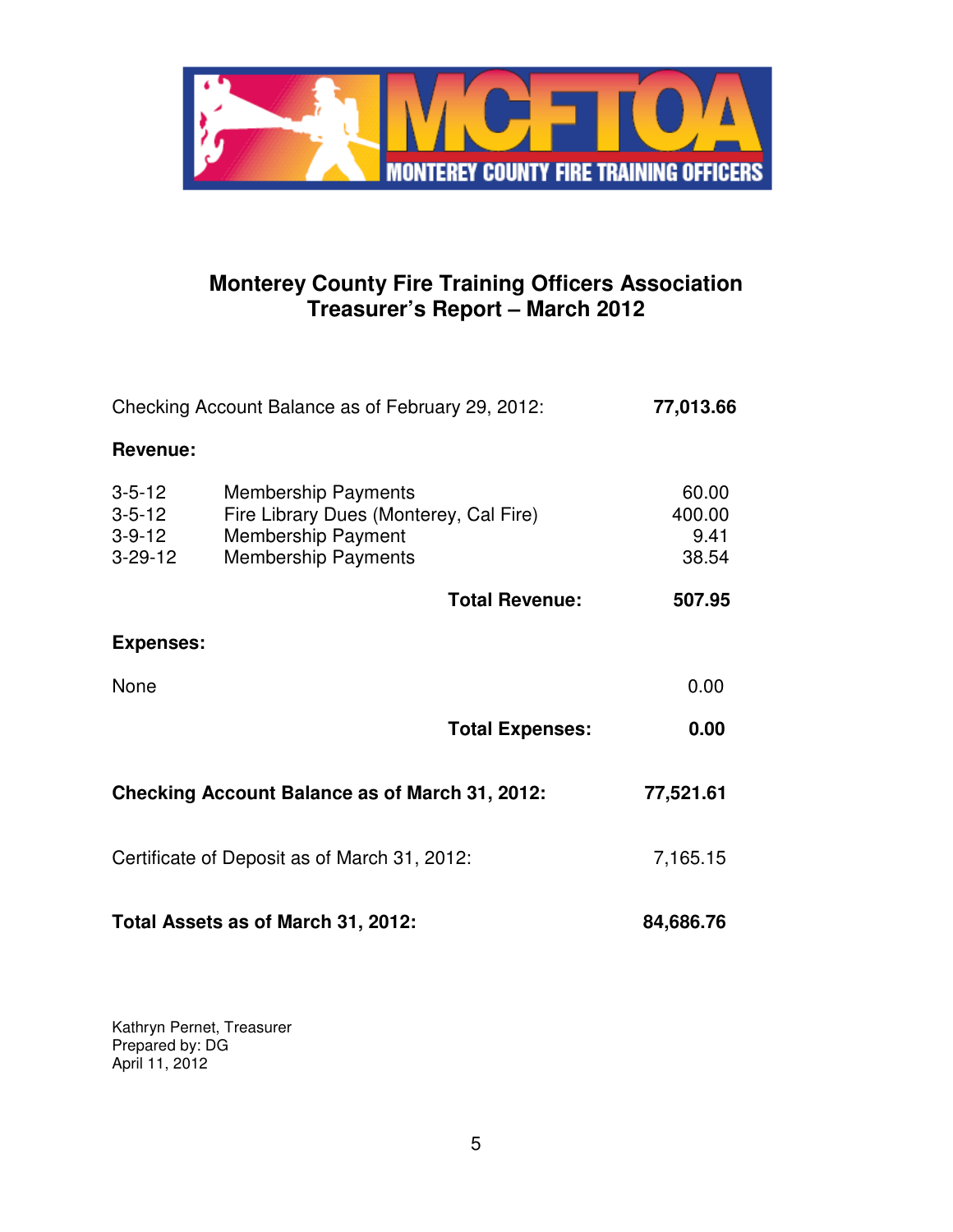MCFTOA

MONTEREY COUNTY FIRE TRAINING OFFICERS

# Monterey County Fire Training Officers Association
## Treasurer's Report – March 2012

| | | |
|---|---|---|
| Checking Account Balance as of February 29, 2012: | | **77,013.66** |
| **Revenue:** | | |
| 3-5-12 | Membership Payments | 60.00 |
| 3-5-12 | Fire Library Dues (Monterey, Cal Fire) | 400.00 |
| 3-9-12 | Membership Payment | 9.41 |
| 3-29-12 | Membership Payments | 38.54 |
| | **Total Revenue:** | **507.95** |
| **Expenses:** | | |
| None | | 0.00 |
| | **Total Expenses:** | **0.00** |
| **Checking Account Balance as of March 31, 2012:** | | **77,521.61** |
| Certificate of Deposit as of March 31, 2012: | | 7,165.15 |
| **Total Assets as of March 31, 2012:** | | **84,686.76** |

Kathryn Pernet, Treasurer
Prepared by: DG
April 11, 2012